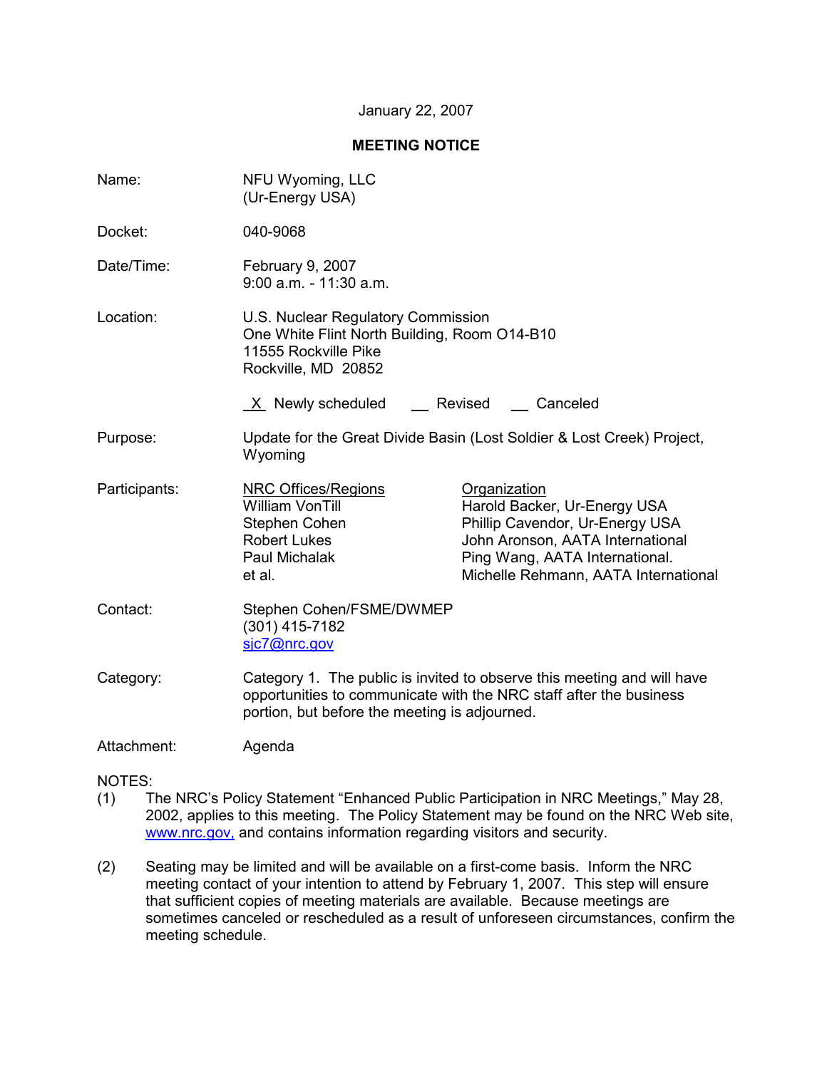January 22, 2007

## MEETING NOTICE

**Name:** NFU Wyoming, LLC
(Ur-Energy USA)

**Docket:** 040-9068

**Date/Time:** February 9, 2007
9:00 a.m. - 11:30 a.m.

**Location:** U.S. Nuclear Regulatory Commission
One White Flint North Building, Room O14-B10
11555 Rockville Pike
Rockville, MD 20852

_X_ Newly scheduled ___ Revised ___ Canceled

**Purpose:** Update for the Great Divide Basin (Lost Soldier & Lost Creek) Project, Wyoming

**Participants:**

| NRC Offices/Regions | Organization |
|---|---|
| William VonTill | Harold Backer, Ur-Energy USA |
| Stephen Cohen | Phillip Cavendor, Ur-Energy USA |
| Robert Lukes | John Aronson, AATA International |
| Paul Michalak | Ping Wang, AATA International. |
| et al. | Michelle Rehmann, AATA International |

**Contact:** Stephen Cohen/FSME/DWMEP
(301) 415-7182
sjc7@nrc.gov

**Category:** Category 1. The public is invited to observe this meeting and will have opportunities to communicate with the NRC staff after the business portion, but before the meeting is adjourned.

**Attachment:** Agenda

NOTES:

(1) The NRC's Policy Statement "Enhanced Public Participation in NRC Meetings," May 28, 2002, applies to this meeting. The Policy Statement may be found on the NRC Web site, www.nrc.gov, and contains information regarding visitors and security.

(2) Seating may be limited and will be available on a first-come basis. Inform the NRC meeting contact of your intention to attend by February 1, 2007. This step will ensure that sufficient copies of meeting materials are available. Because meetings are sometimes canceled or rescheduled as a result of unforeseen circumstances, confirm the meeting schedule.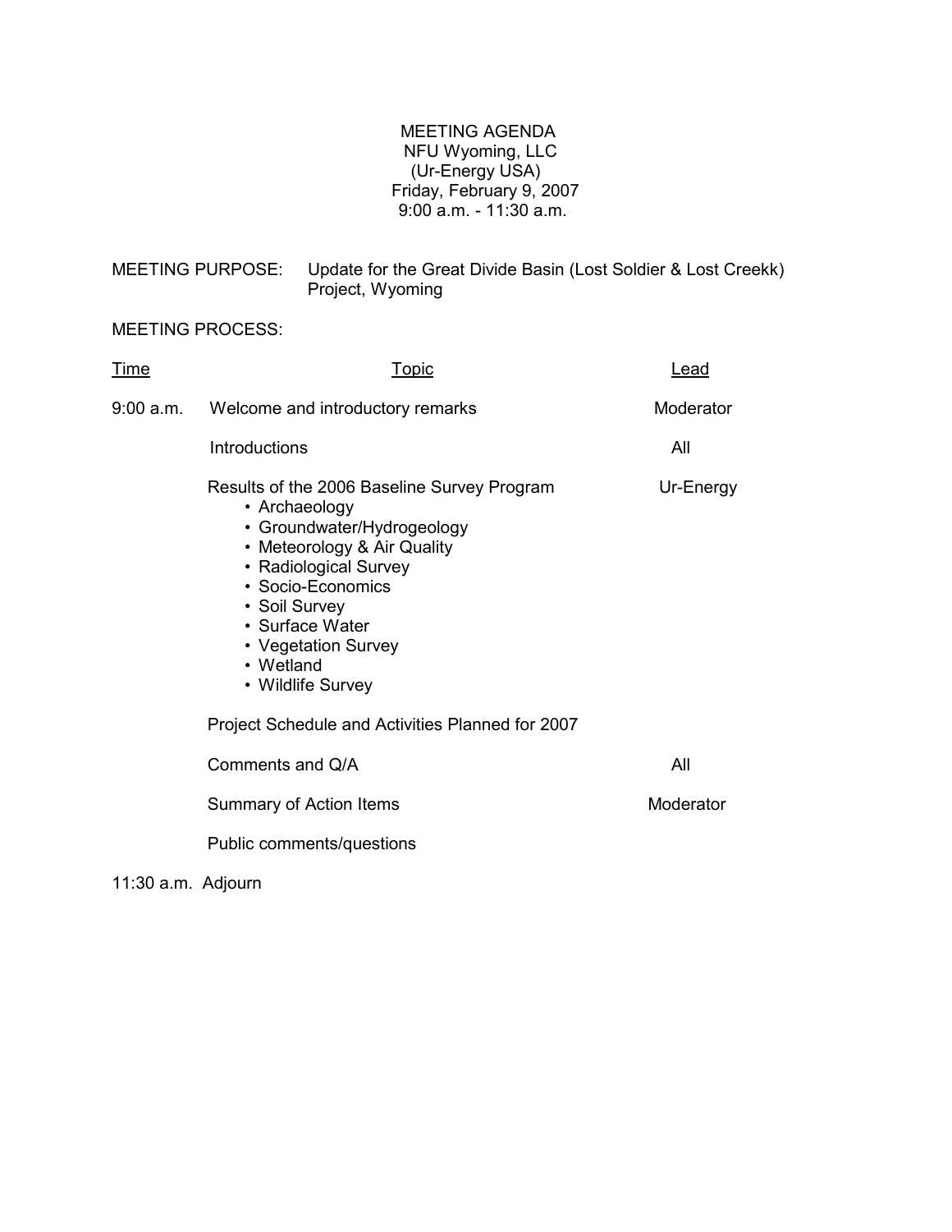# MEETING AGENDA

NFU Wyoming, LLC
(Ur-Energy USA)
Friday, February 9, 2007
9:00 a.m. - 11:30 a.m.

MEETING PURPOSE: Update for the Great Divide Basin (Lost Soldier & Lost Creekk) Project, Wyoming

MEETING PROCESS:

| Time | Topic | Lead |
|---|---|---|
| 9:00 a.m. | Welcome and introductory remarks | Moderator |
| | Introductions | All |
| | Results of the 2006 Baseline Survey Program<br>• Archaeology<br>• Groundwater/Hydrogeology<br>• Meteorology & Air Quality<br>• Radiological Survey<br>• Socio-Economics<br>• Soil Survey<br>• Surface Water<br>• Vegetation Survey<br>• Wetland<br>• Wildlife Survey | Ur-Energy |
| | Project Schedule and Activities Planned for 2007 | |
| | Comments and Q/A | All |
| | Summary of Action Items | Moderator |
| | Public comments/questions | |
| 11:30 a.m. | Adjourn | |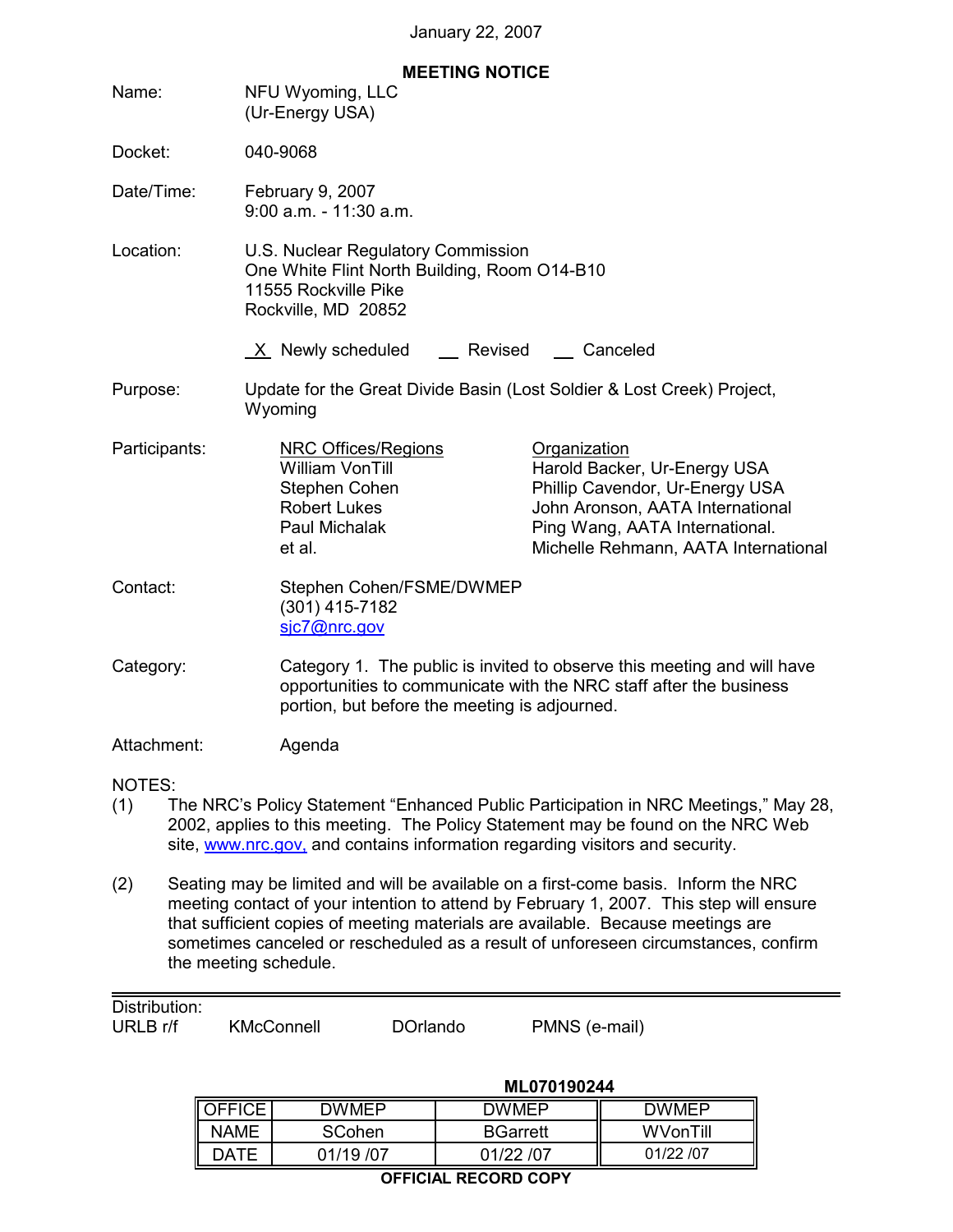January 22, 2007

**MEETING NOTICE**

Name: NFU Wyoming, LLC
(Ur-Energy USA)

Docket: 040-9068

Date/Time: February 9, 2007
9:00 a.m. - 11:30 a.m.

Location: U.S. Nuclear Regulatory Commission
One White Flint North Building, Room O14-B10
11555 Rockville Pike
Rockville, MD 20852

_X_ Newly scheduled ___ Revised ___ Canceled

Purpose: Update for the Great Divide Basin (Lost Soldier & Lost Creek) Project, Wyoming

Participants:

| NRC Offices/Regions | Organization |
|---|---|
| William VonTill | Harold Backer, Ur-Energy USA |
| Stephen Cohen | Phillip Cavendor, Ur-Energy USA |
| Robert Lukes | John Aronson, AATA International |
| Paul Michalak | Ping Wang, AATA International. |
| et al. | Michelle Rehmann, AATA International |

Contact: Stephen Cohen/FSME/DWMEP
(301) 415-7182
sjc7@nrc.gov

Category: Category 1. The public is invited to observe this meeting and will have opportunities to communicate with the NRC staff after the business portion, but before the meeting is adjourned.

Attachment: Agenda

NOTES:

(1) The NRC's Policy Statement "Enhanced Public Participation in NRC Meetings," May 28, 2002, applies to this meeting. The Policy Statement may be found on the NRC Web site, www.nrc.gov, and contains information regarding visitors and security.

(2) Seating may be limited and will be available on a first-come basis. Inform the NRC meeting contact of your intention to attend by February 1, 2007. This step will ensure that sufficient copies of meeting materials are available. Because meetings are sometimes canceled or rescheduled as a result of unforeseen circumstances, confirm the meeting schedule.

---

Distribution:
URLB r/f KMcConnell DOrlando PMNS (e-mail)

**ML070190244**

| OFFICE | DWMEP | DWMEP | DWMEP |
|---|---|---|---|
| NAME | SCohen | BGarrett | WVonTill |
| DATE | 01/19 /07 | 01/22 /07 | 01/22 /07 |

**OFFICIAL RECORD COPY**